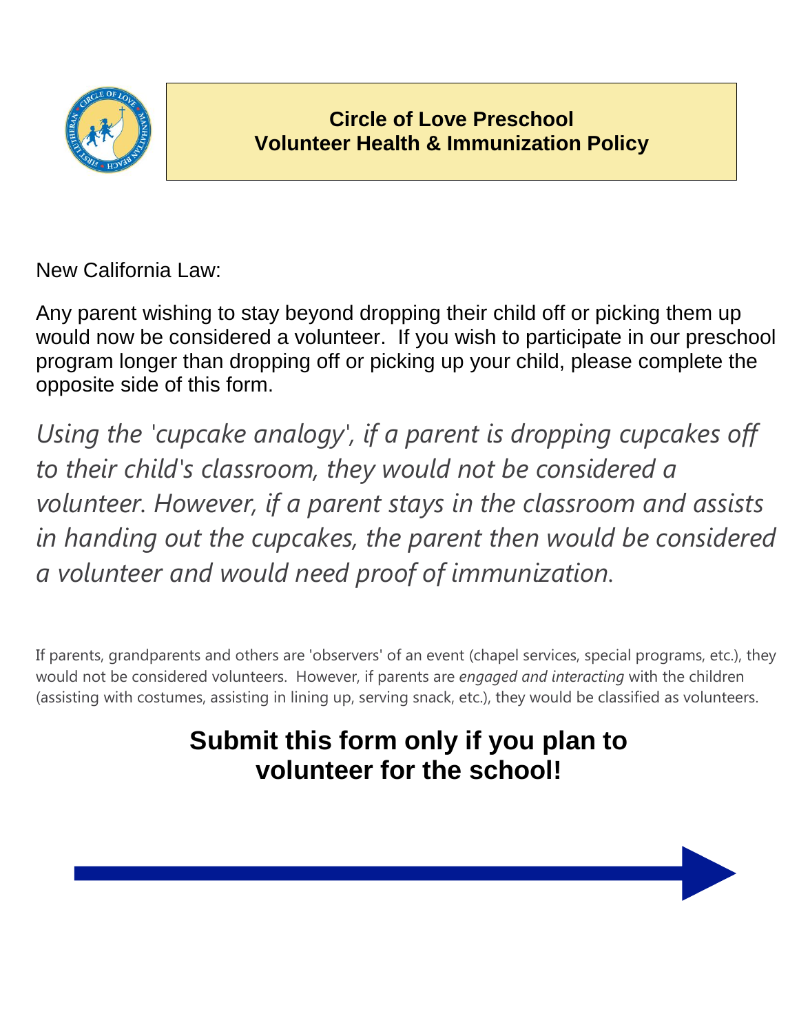# Circle of Love Preschool
# Volunteer Health & Immunization Policy

New California Law:

Any parent wishing to stay beyond dropping their child off or picking them up would now be considered a volunteer. If you wish to participate in our preschool program longer than dropping off or picking up your child, please complete the opposite side of this form.

*Using the 'cupcake analogy', if a parent is dropping cupcakes off to their child's classroom, they would not be considered a volunteer. However, if a parent stays in the classroom and assists in handing out the cupcakes, the parent then would be considered a volunteer and would need proof of immunization.*

If parents, grandparents and others are 'observers' of an event (chapel services, special programs, etc.), they would not be considered volunteers. However, if parents are *engaged and interacting* with the children (assisting with costumes, assisting in lining up, serving snack, etc.), they would be classified as volunteers.

**Submit this form only if you plan to volunteer for the school!**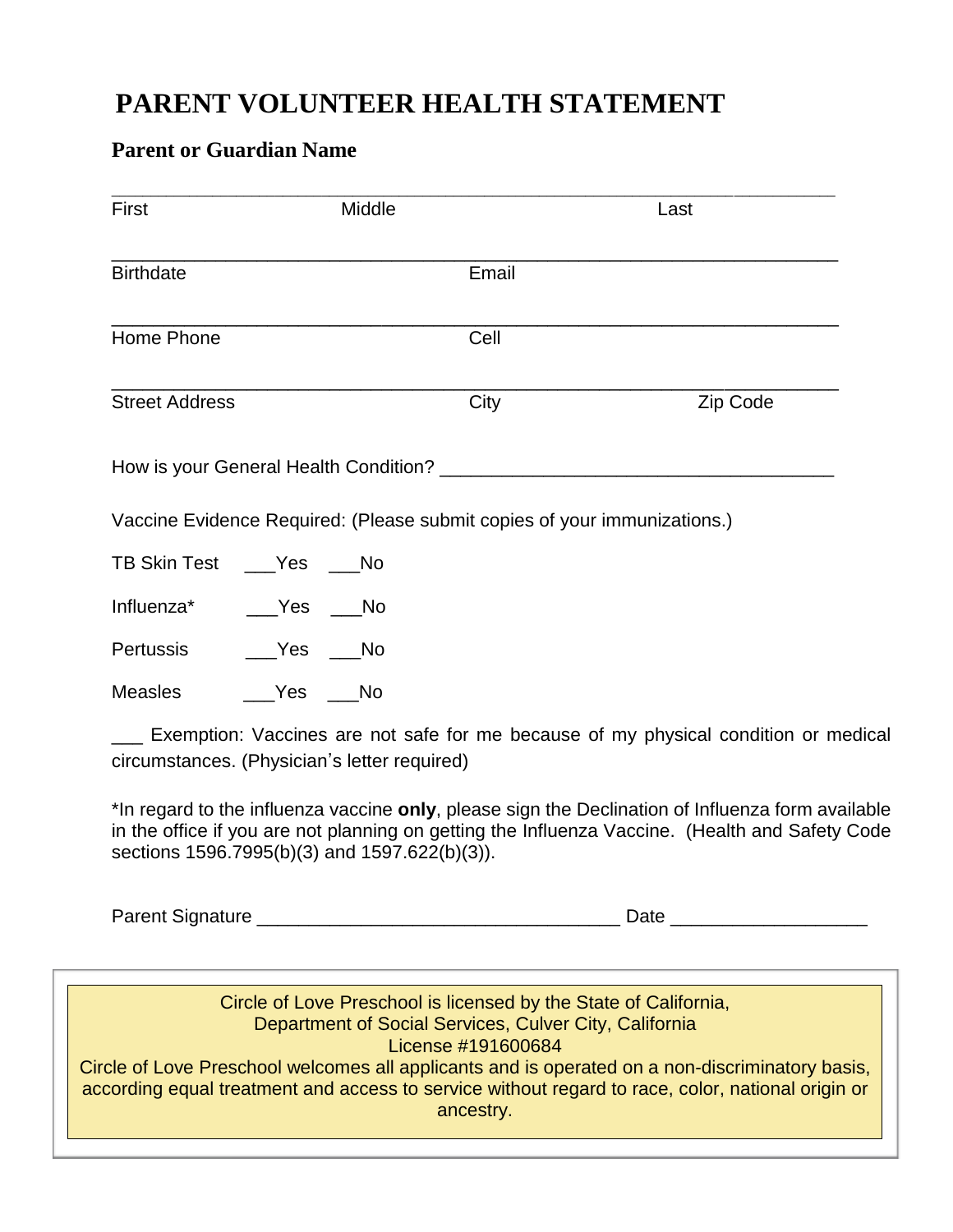# PARENT VOLUNTEER HEALTH STATEMENT

**Parent or Guardian Name**

_______________________________________________________________

First Middle Last

_______________________________________________________________

Birthdate Email

_______________________________________________________________

Home Phone Cell

_______________________________________________________________

Street Address City Zip Code

How is your General Health Condition? ______________________________________

Vaccine Evidence Required: (Please submit copies of your immunizations.)

TB Skin Test ___Yes ___No

Influenza* ___Yes ___No

Pertussis ___Yes ___No

Measles ___Yes ___No

___ Exemption: Vaccines are not safe for me because of my physical condition or medical circumstances. (Physician's letter required)

*In regard to the influenza vaccine **only**, please sign the Declination of Influenza form available in the office if you are not planning on getting the Influenza Vaccine. (Health and Safety Code sections 1596.7995(b)(3) and 1597.622(b)(3)).

Parent Signature __________________________________ Date __________________

Circle of Love Preschool is licensed by the State of California,
Department of Social Services, Culver City, California
License #191600684
Circle of Love Preschool welcomes all applicants and is operated on a non-discriminatory basis, according equal treatment and access to service without regard to race, color, national origin or ancestry.